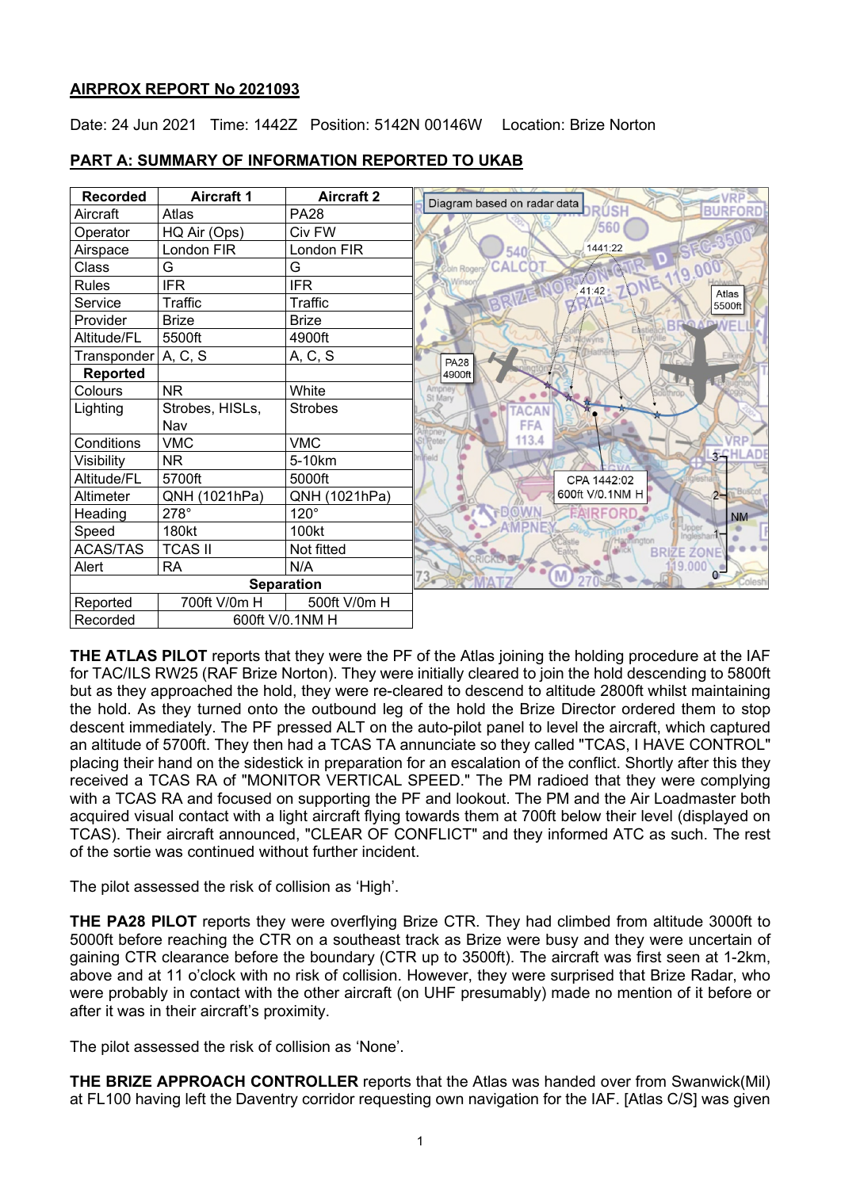**AIRPROX REPORT No 2021093**

Date: 24 Jun 2021 Time: 1442Z Position: 5142N 00146W Location: Brize Norton

**PART A: SUMMARY OF INFORMATION REPORTED TO UKAB**

| Recorded | Aircraft 1 | Aircraft 2 |
|---|---|---|
| Aircraft | Atlas | PA28 |
| Operator | HQ Air (Ops) | Civ FW |
| Airspace | London FIR | London FIR |
| Class | G | G |
| Rules | IFR | IFR |
| Service | Traffic | Traffic |
| Provider | Brize | Brize |
| Altitude/FL | 5500ft | 4900ft |
| Transponder | A, C, S | A, C, S |
| **Reported** | | |
| Colours | NR | White |
| Lighting | Strobes, HISLs, Nav | Strobes |
| Conditions | VMC | VMC |
| Visibility | NR | 5-10km |
| Altitude/FL | 5700ft | 5000ft |
| Altimeter | QNH (1021hPa) | QNH (1021hPa) |
| Heading | 278° | 120° |
| Speed | 180kt | 100kt |
| ACAS/TAS | TCAS II | Not fitted |
| Alert | RA | N/A |
| **Separation** | | |
| Reported | 700ft V/0m H | 500ft V/0m H |
| Recorded | 600ft V/0.1NM H | |

Diagram based on radar data

**THE ATLAS PILOT** reports that they were the PF of the Atlas joining the holding procedure at the IAF for TAC/ILS RW25 (RAF Brize Norton). They were initially cleared to join the hold descending to 5800ft but as they approached the hold, they were re-cleared to descend to altitude 2800ft whilst maintaining the hold. As they turned onto the outbound leg of the hold the Brize Director ordered them to stop descent immediately. The PF pressed ALT on the auto-pilot panel to level the aircraft, which captured an altitude of 5700ft. They then had a TCAS TA annunciate so they called "TCAS, I HAVE CONTROL" placing their hand on the sidestick in preparation for an escalation of the conflict. Shortly after this they received a TCAS RA of "MONITOR VERTICAL SPEED." The PM radioed that they were complying with a TCAS RA and focused on supporting the PF and lookout. The PM and the Air Loadmaster both acquired visual contact with a light aircraft flying towards them at 700ft below their level (displayed on TCAS). Their aircraft announced, "CLEAR OF CONFLICT" and they informed ATC as such. The rest of the sortie was continued without further incident.

The pilot assessed the risk of collision as 'High'.

**THE PA28 PILOT** reports they were overflying Brize CTR. They had climbed from altitude 3000ft to 5000ft before reaching the CTR on a southeast track as Brize were busy and they were uncertain of gaining CTR clearance before the boundary (CTR up to 3500ft). The aircraft was first seen at 1-2km, above and at 11 o'clock with no risk of collision. However, they were surprised that Brize Radar, who were probably in contact with the other aircraft (on UHF presumably) made no mention of it before or after it was in their aircraft's proximity.

The pilot assessed the risk of collision as 'None'.

**THE BRIZE APPROACH CONTROLLER** reports that the Atlas was handed over from Swanwick(Mil) at FL100 having left the Daventry corridor requesting own navigation for the IAF. [Atlas C/S] was given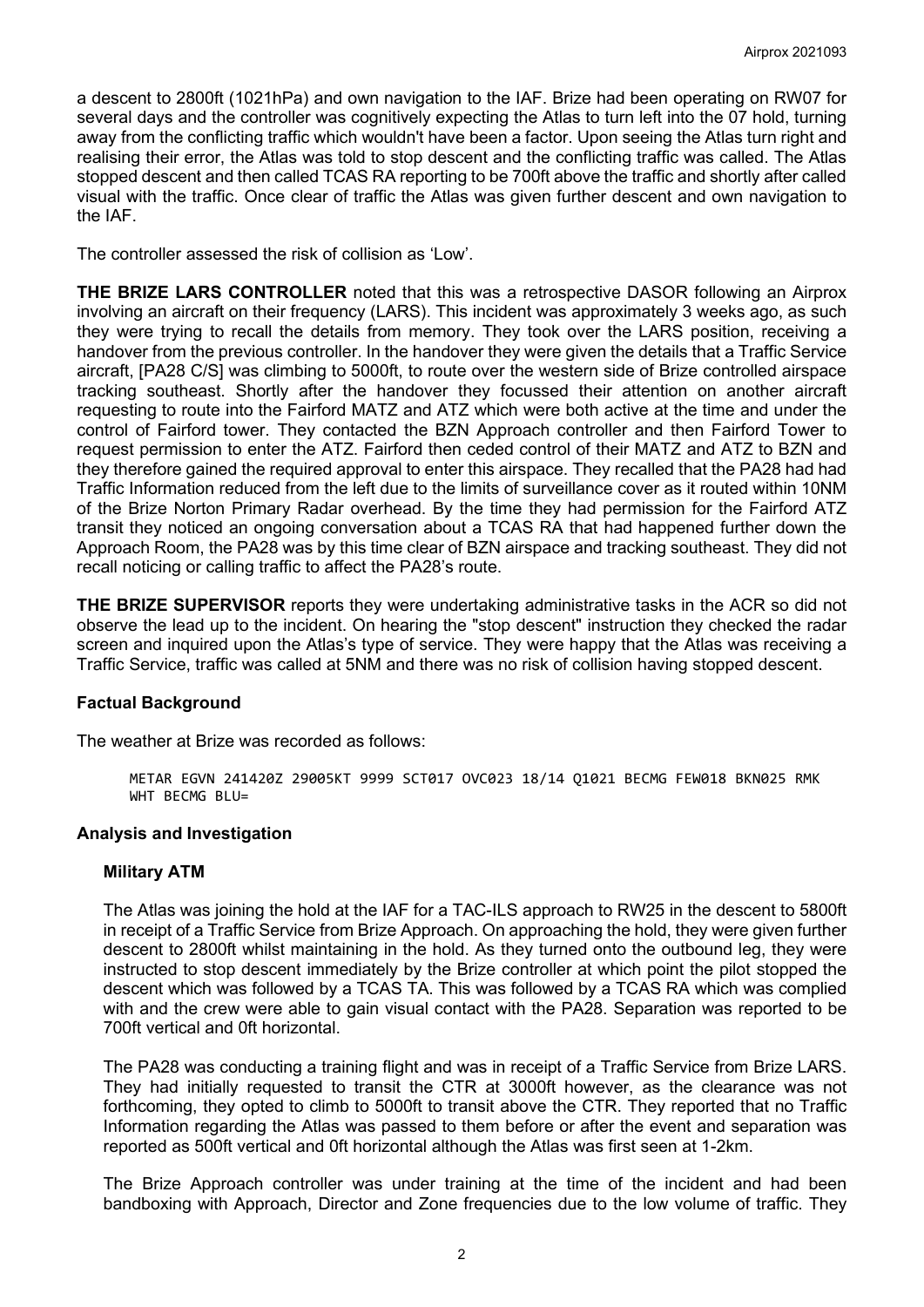a descent to 2800ft (1021hPa) and own navigation to the IAF. Brize had been operating on RW07 for several days and the controller was cognitively expecting the Atlas to turn left into the 07 hold, turning away from the conflicting traffic which wouldn't have been a factor. Upon seeing the Atlas turn right and realising their error, the Atlas was told to stop descent and the conflicting traffic was called. The Atlas stopped descent and then called TCAS RA reporting to be 700ft above the traffic and shortly after called visual with the traffic. Once clear of traffic the Atlas was given further descent and own navigation to the IAF.

The controller assessed the risk of collision as 'Low'.

**THE BRIZE LARS CONTROLLER** noted that this was a retrospective DASOR following an Airprox involving an aircraft on their frequency (LARS). This incident was approximately 3 weeks ago, as such they were trying to recall the details from memory. They took over the LARS position, receiving a handover from the previous controller. In the handover they were given the details that a Traffic Service aircraft, [PA28 C/S] was climbing to 5000ft, to route over the western side of Brize controlled airspace tracking southeast. Shortly after the handover they focussed their attention on another aircraft requesting to route into the Fairford MATZ and ATZ which were both active at the time and under the control of Fairford tower. They contacted the BZN Approach controller and then Fairford Tower to request permission to enter the ATZ. Fairford then ceded control of their MATZ and ATZ to BZN and they therefore gained the required approval to enter this airspace. They recalled that the PA28 had had Traffic Information reduced from the left due to the limits of surveillance cover as it routed within 10NM of the Brize Norton Primary Radar overhead. By the time they had permission for the Fairford ATZ transit they noticed an ongoing conversation about a TCAS RA that had happened further down the Approach Room, the PA28 was by this time clear of BZN airspace and tracking southeast. They did not recall noticing or calling traffic to affect the PA28's route.

**THE BRIZE SUPERVISOR** reports they were undertaking administrative tasks in the ACR so did not observe the lead up to the incident. On hearing the "stop descent" instruction they checked the radar screen and inquired upon the Atlas's type of service. They were happy that the Atlas was receiving a Traffic Service, traffic was called at 5NM and there was no risk of collision having stopped descent.

## Factual Background

The weather at Brize was recorded as follows:

```
METAR EGVN 241420Z 29005KT 9999 SCT017 OVC023 18/14 Q1021 BECMG FEW018 BKN025 RMK
WHT BECMG BLU=
```

## Analysis and Investigation

### Military ATM

The Atlas was joining the hold at the IAF for a TAC-ILS approach to RW25 in the descent to 5800ft in receipt of a Traffic Service from Brize Approach. On approaching the hold, they were given further descent to 2800ft whilst maintaining in the hold. As they turned onto the outbound leg, they were instructed to stop descent immediately by the Brize controller at which point the pilot stopped the descent which was followed by a TCAS TA. This was followed by a TCAS RA which was complied with and the crew were able to gain visual contact with the PA28. Separation was reported to be 700ft vertical and 0ft horizontal.

The PA28 was conducting a training flight and was in receipt of a Traffic Service from Brize LARS. They had initially requested to transit the CTR at 3000ft however, as the clearance was not forthcoming, they opted to climb to 5000ft to transit above the CTR. They reported that no Traffic Information regarding the Atlas was passed to them before or after the event and separation was reported as 500ft vertical and 0ft horizontal although the Atlas was first seen at 1-2km.

The Brize Approach controller was under training at the time of the incident and had been bandboxing with Approach, Director and Zone frequencies due to the low volume of traffic. They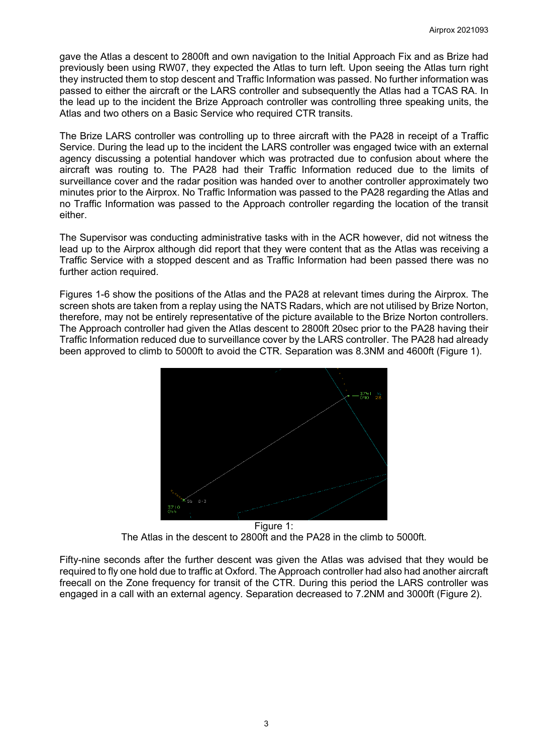gave the Atlas a descent to 2800ft and own navigation to the Initial Approach Fix and as Brize had previously been using RW07, they expected the Atlas to turn left. Upon seeing the Atlas turn right they instructed them to stop descent and Traffic Information was passed. No further information was passed to either the aircraft or the LARS controller and subsequently the Atlas had a TCAS RA. In the lead up to the incident the Brize Approach controller was controlling three speaking units, the Atlas and two others on a Basic Service who required CTR transits.

The Brize LARS controller was controlling up to three aircraft with the PA28 in receipt of a Traffic Service. During the lead up to the incident the LARS controller was engaged twice with an external agency discussing a potential handover which was protracted due to confusion about where the aircraft was routing to. The PA28 had their Traffic Information reduced due to the limits of surveillance cover and the radar position was handed over to another controller approximately two minutes prior to the Airprox. No Traffic Information was passed to the PA28 regarding the Atlas and no Traffic Information was passed to the Approach controller regarding the location of the transit either.

The Supervisor was conducting administrative tasks with in the ACR however, did not witness the lead up to the Airprox although did report that they were content that as the Atlas was receiving a Traffic Service with a stopped descent and as Traffic Information had been passed there was no further action required.

Figures 1-6 show the positions of the Atlas and the PA28 at relevant times during the Airprox. The screen shots are taken from a replay using the NATS Radars, which are not utilised by Brize Norton, therefore, may not be entirely representative of the picture available to the Brize Norton controllers. The Approach controller had given the Atlas descent to 2800ft 20sec prior to the PA28 having their Traffic Information reduced due to surveillance cover by the LARS controller. The PA28 had already been approved to climb to 5000ft to avoid the CTR. Separation was 8.3NM and 4600ft (Figure 1).

Figure 1:
The Atlas in the descent to 2800ft and the PA28 in the climb to 5000ft.

Fifty-nine seconds after the further descent was given the Atlas was advised that they would be required to fly one hold due to traffic at Oxford. The Approach controller had also had another aircraft freecall on the Zone frequency for transit of the CTR. During this period the LARS controller was engaged in a call with an external agency. Separation decreased to 7.2NM and 3000ft (Figure 2).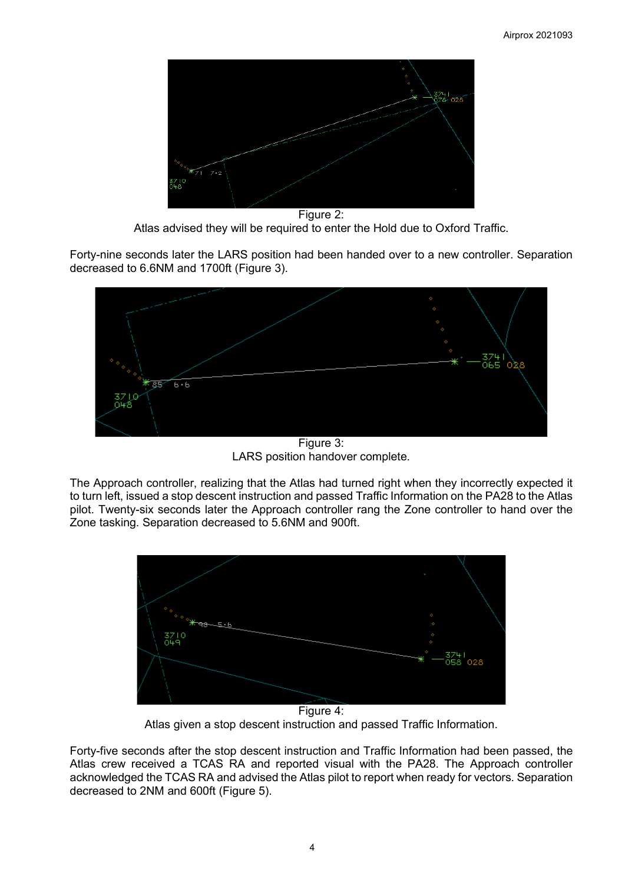Figure 2:
Atlas advised they will be required to enter the Hold due to Oxford Traffic.

Forty-nine seconds later the LARS position had been handed over to a new controller. Separation decreased to 6.6NM and 1700ft (Figure 3).

Figure 3:
LARS position handover complete.

The Approach controller, realizing that the Atlas had turned right when they incorrectly expected it to turn left, issued a stop descent instruction and passed Traffic Information on the PA28 to the Atlas pilot. Twenty-six seconds later the Approach controller rang the Zone controller to hand over the Zone tasking. Separation decreased to 5.6NM and 900ft.

Figure 4:
Atlas given a stop descent instruction and passed Traffic Information.

Forty-five seconds after the stop descent instruction and Traffic Information had been passed, the Atlas crew received a TCAS RA and reported visual with the PA28. The Approach controller acknowledged the TCAS RA and advised the Atlas pilot to report when ready for vectors. Separation decreased to 2NM and 600ft (Figure 5).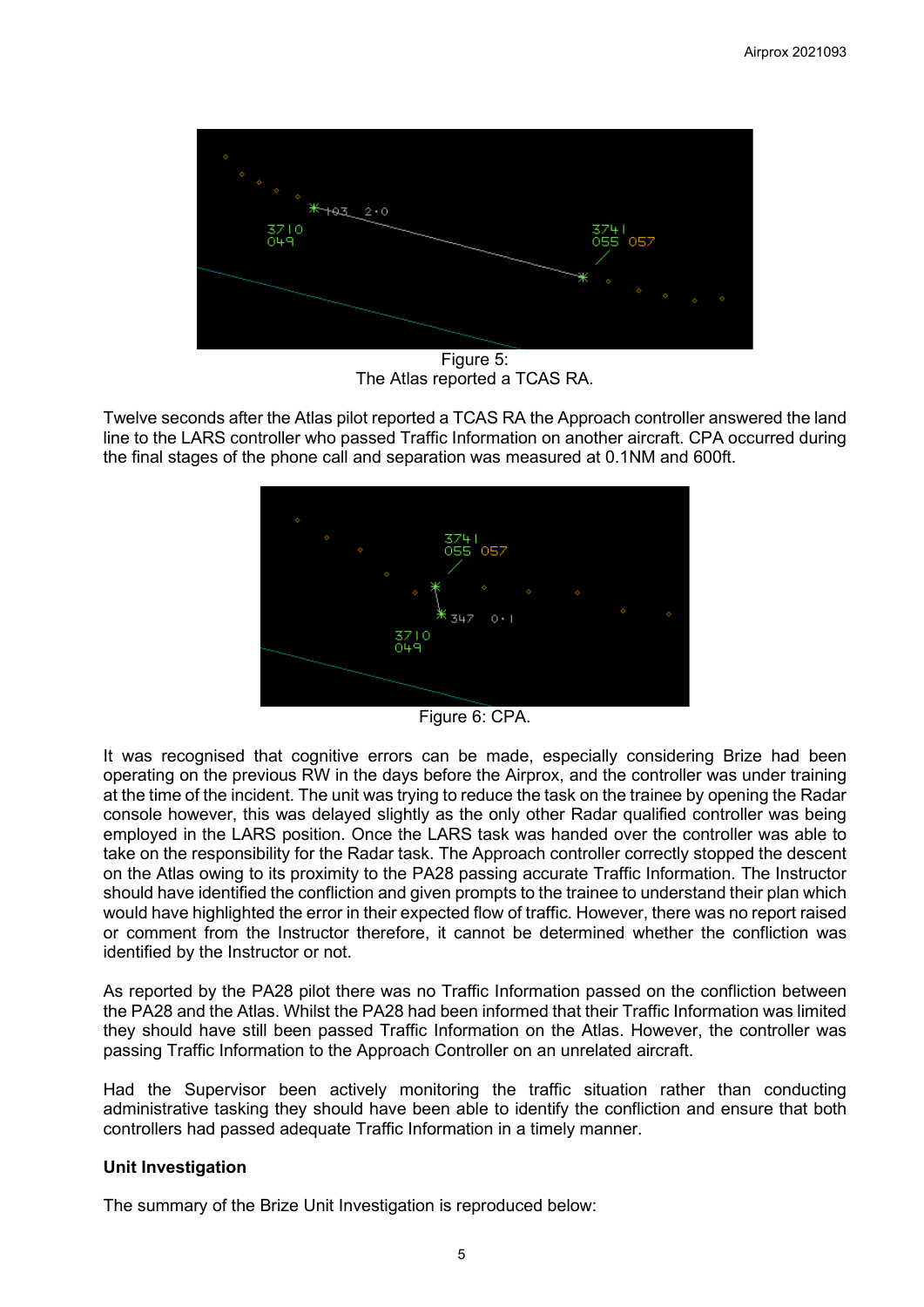Figure 5:
The Atlas reported a TCAS RA.

Twelve seconds after the Atlas pilot reported a TCAS RA the Approach controller answered the land line to the LARS controller who passed Traffic Information on another aircraft. CPA occurred during the final stages of the phone call and separation was measured at 0.1NM and 600ft.

Figure 6: CPA.

It was recognised that cognitive errors can be made, especially considering Brize had been operating on the previous RW in the days before the Airprox, and the controller was under training at the time of the incident. The unit was trying to reduce the task on the trainee by opening the Radar console however, this was delayed slightly as the only other Radar qualified controller was being employed in the LARS position. Once the LARS task was handed over the controller was able to take on the responsibility for the Radar task. The Approach controller correctly stopped the descent on the Atlas owing to its proximity to the PA28 passing accurate Traffic Information. The Instructor should have identified the confliction and given prompts to the trainee to understand their plan which would have highlighted the error in their expected flow of traffic. However, there was no report raised or comment from the Instructor therefore, it cannot be determined whether the confliction was identified by the Instructor or not.

As reported by the PA28 pilot there was no Traffic Information passed on the confliction between the PA28 and the Atlas. Whilst the PA28 had been informed that their Traffic Information was limited they should have still been passed Traffic Information on the Atlas. However, the controller was passing Traffic Information to the Approach Controller on an unrelated aircraft.

Had the Supervisor been actively monitoring the traffic situation rather than conducting administrative tasking they should have been able to identify the confliction and ensure that both controllers had passed adequate Traffic Information in a timely manner.

**Unit Investigation**

The summary of the Brize Unit Investigation is reproduced below: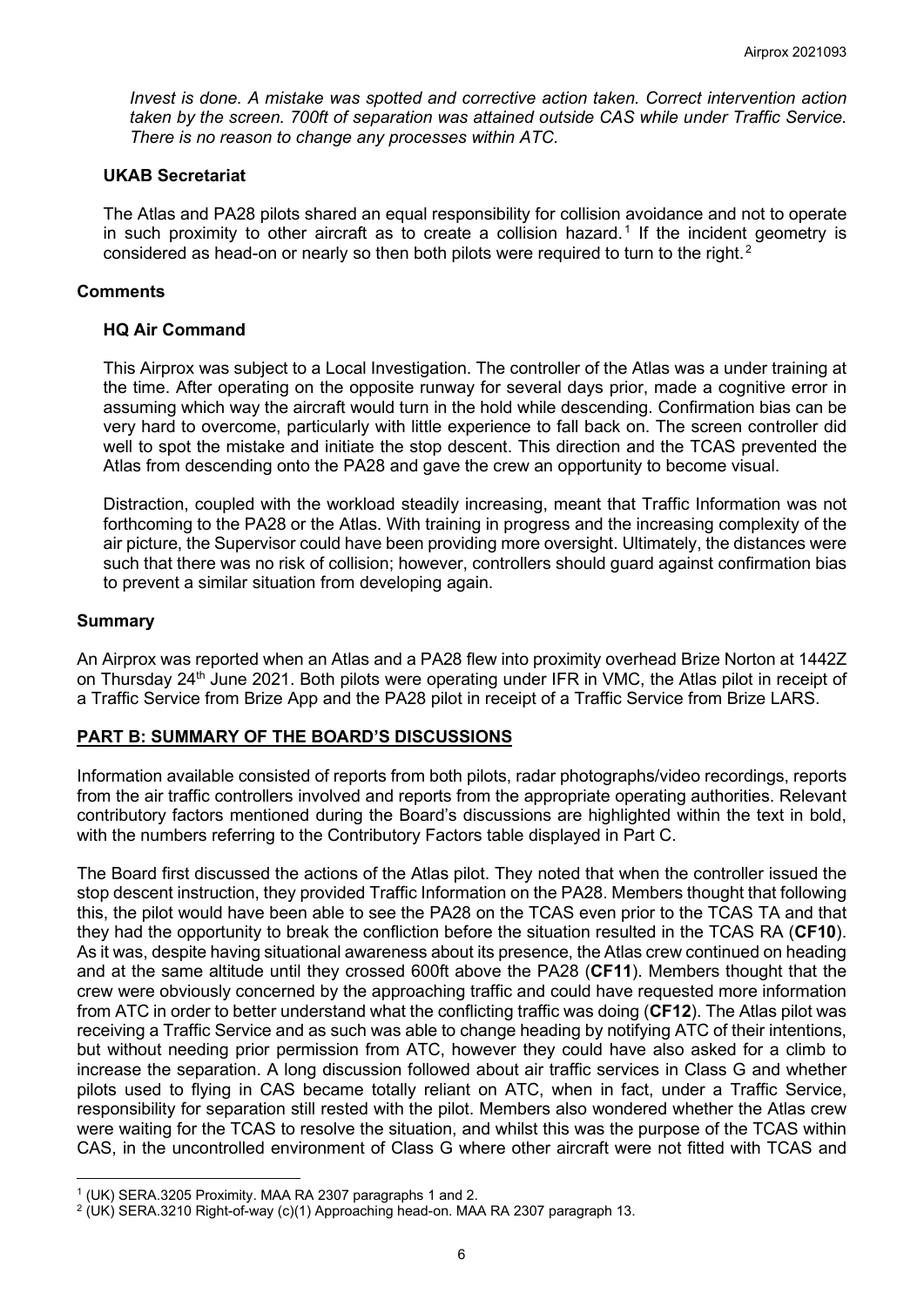*Invest is done. A mistake was spotted and corrective action taken. Correct intervention action taken by the screen. 700ft of separation was attained outside CAS while under Traffic Service. There is no reason to change any processes within ATC.*

### UKAB Secretariat

The Atlas and PA28 pilots shared an equal responsibility for collision avoidance and not to operate in such proximity to other aircraft as to create a collision hazard.[1] If the incident geometry is considered as head-on or nearly so then both pilots were required to turn to the right.[2]

## Comments

### HQ Air Command

This Airprox was subject to a Local Investigation. The controller of the Atlas was a under training at the time. After operating on the opposite runway for several days prior, made a cognitive error in assuming which way the aircraft would turn in the hold while descending. Confirmation bias can be very hard to overcome, particularly with little experience to fall back on. The screen controller did well to spot the mistake and initiate the stop descent. This direction and the TCAS prevented the Atlas from descending onto the PA28 and gave the crew an opportunity to become visual.

Distraction, coupled with the workload steadily increasing, meant that Traffic Information was not forthcoming to the PA28 or the Atlas. With training in progress and the increasing complexity of the air picture, the Supervisor could have been providing more oversight. Ultimately, the distances were such that there was no risk of collision; however, controllers should guard against confirmation bias to prevent a similar situation from developing again.

## Summary

An Airprox was reported when an Atlas and a PA28 flew into proximity overhead Brize Norton at 1442Z on Thursday 24th June 2021. Both pilots were operating under IFR in VMC, the Atlas pilot in receipt of a Traffic Service from Brize App and the PA28 pilot in receipt of a Traffic Service from Brize LARS.

## PART B: SUMMARY OF THE BOARD'S DISCUSSIONS

Information available consisted of reports from both pilots, radar photographs/video recordings, reports from the air traffic controllers involved and reports from the appropriate operating authorities. Relevant contributory factors mentioned during the Board's discussions are highlighted within the text in bold, with the numbers referring to the Contributory Factors table displayed in Part C.

The Board first discussed the actions of the Atlas pilot. They noted that when the controller issued the stop descent instruction, they provided Traffic Information on the PA28. Members thought that following this, the pilot would have been able to see the PA28 on the TCAS even prior to the TCAS TA and that they had the opportunity to break the confliction before the situation resulted in the TCAS RA (**CF10**). As it was, despite having situational awareness about its presence, the Atlas crew continued on heading and at the same altitude until they crossed 600ft above the PA28 (**CF11**). Members thought that the crew were obviously concerned by the approaching traffic and could have requested more information from ATC in order to better understand what the conflicting traffic was doing (**CF12**). The Atlas pilot was receiving a Traffic Service and as such was able to change heading by notifying ATC of their intentions, but without needing prior permission from ATC, however they could have also asked for a climb to increase the separation. A long discussion followed about air traffic services in Class G and whether pilots used to flying in CAS became totally reliant on ATC, when in fact, under a Traffic Service, responsibility for separation still rested with the pilot. Members also wondered whether the Atlas crew were waiting for the TCAS to resolve the situation, and whilst this was the purpose of the TCAS within CAS, in the uncontrolled environment of Class G where other aircraft were not fitted with TCAS and

---

[1] (UK) SERA.3205 Proximity. MAA RA 2307 paragraphs 1 and 2.

[2] (UK) SERA.3210 Right-of-way (c)(1) Approaching head-on. MAA RA 2307 paragraph 13.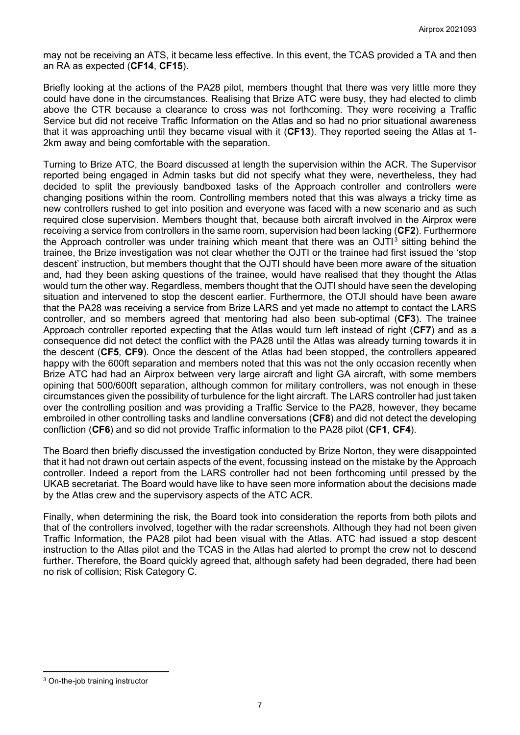may not be receiving an ATS, it became less effective. In this event, the TCAS provided a TA and then an RA as expected (**CF14**, **CF15**).

Briefly looking at the actions of the PA28 pilot, members thought that there was very little more they could have done in the circumstances. Realising that Brize ATC were busy, they had elected to climb above the CTR because a clearance to cross was not forthcoming. They were receiving a Traffic Service but did not receive Traffic Information on the Atlas and so had no prior situational awareness that it was approaching until they became visual with it (**CF13**). They reported seeing the Atlas at 1-2km away and being comfortable with the separation.

Turning to Brize ATC, the Board discussed at length the supervision within the ACR. The Supervisor reported being engaged in Admin tasks but did not specify what they were, nevertheless, they had decided to split the previously bandboxed tasks of the Approach controller and controllers were changing positions within the room. Controlling members noted that this was always a tricky time as new controllers rushed to get into position and everyone was faced with a new scenario and as such required close supervision. Members thought that, because both aircraft involved in the Airprox were receiving a service from controllers in the same room, supervision had been lacking (**CF2**). Furthermore the Approach controller was under training which meant that there was an OJTI[3] sitting behind the trainee, the Brize investigation was not clear whether the OJTI or the trainee had first issued the 'stop descent' instruction, but members thought that the OJTI should have been more aware of the situation and, had they been asking questions of the trainee, would have realised that they thought the Atlas would turn the other way. Regardless, members thought that the OJTI should have seen the developing situation and intervened to stop the descent earlier. Furthermore, the OTJI should have been aware that the PA28 was receiving a service from Brize LARS and yet made no attempt to contact the LARS controller, and so members agreed that mentoring had also been sub-optimal (**CF3**). The trainee Approach controller reported expecting that the Atlas would turn left instead of right (**CF7**) and as a consequence did not detect the conflict with the PA28 until the Atlas was already turning towards it in the descent (**CF5**, **CF9**). Once the descent of the Atlas had been stopped, the controllers appeared happy with the 600ft separation and members noted that this was not the only occasion recently when Brize ATC had had an Airprox between very large aircraft and light GA aircraft, with some members opining that 500/600ft separation, although common for military controllers, was not enough in these circumstances given the possibility of turbulence for the light aircraft. The LARS controller had just taken over the controlling position and was providing a Traffic Service to the PA28, however, they became embroiled in other controlling tasks and landline conversations (**CF8**) and did not detect the developing confliction (**CF6**) and so did not provide Traffic information to the PA28 pilot (**CF1**, **CF4**).

The Board then briefly discussed the investigation conducted by Brize Norton, they were disappointed that it had not drawn out certain aspects of the event, focussing instead on the mistake by the Approach controller. Indeed a report from the LARS controller had not been forthcoming until pressed by the UKAB secretariat. The Board would have like to have seen more information about the decisions made by the Atlas crew and the supervisory aspects of the ATC ACR.

Finally, when determining the risk, the Board took into consideration the reports from both pilots and that of the controllers involved, together with the radar screenshots. Although they had not been given Traffic Information, the PA28 pilot had been visual with the Atlas. ATC had issued a stop descent instruction to the Atlas pilot and the TCAS in the Atlas had alerted to prompt the crew not to descend further. Therefore, the Board quickly agreed that, although safety had been degraded, there had been no risk of collision; Risk Category C.

[3] On-the-job training instructor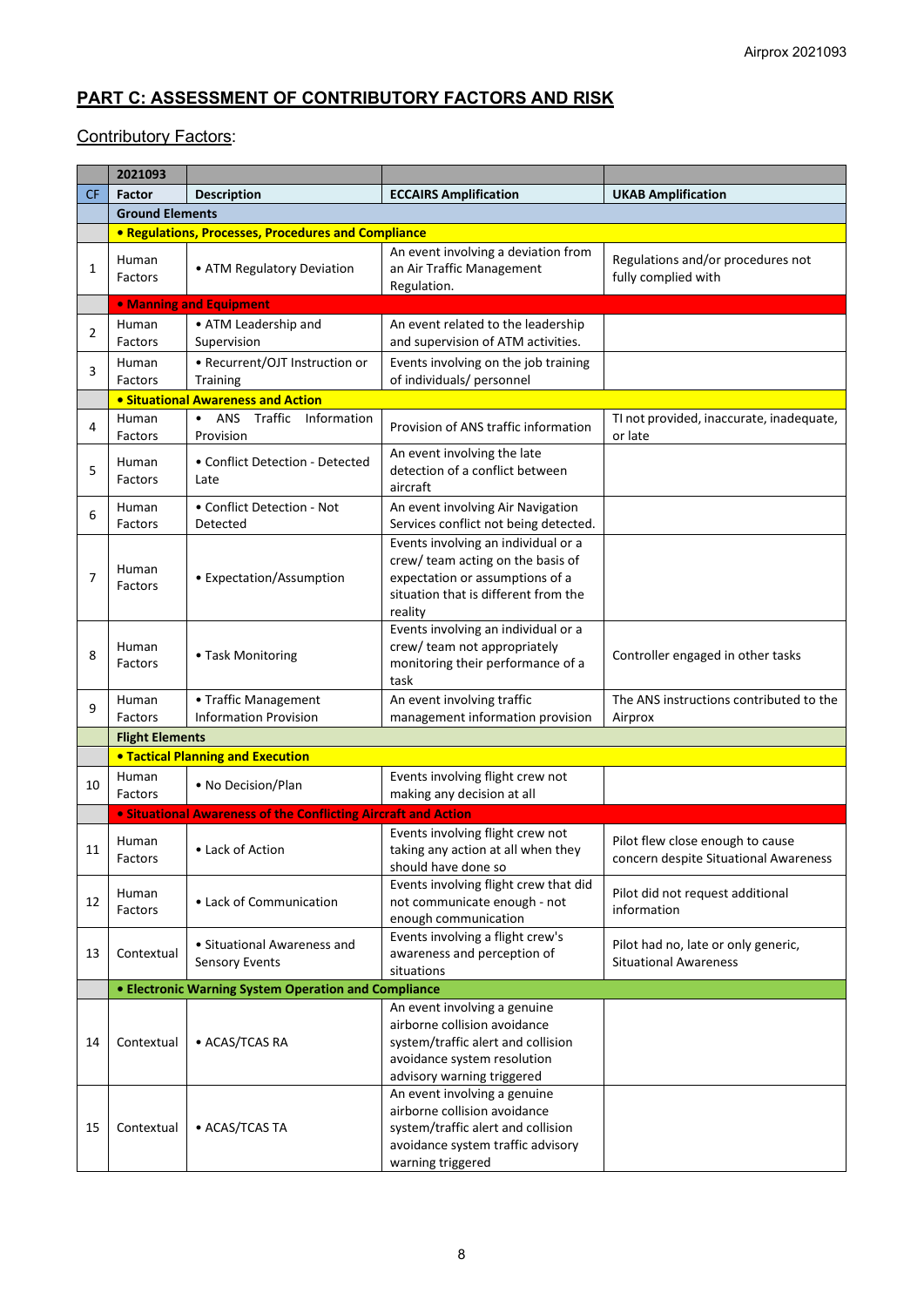## PART C: ASSESSMENT OF CONTRIBUTORY FACTORS AND RISK

Contributory Factors:

| | 2021093 | | | |
|---|---|---|---|---|
| CF | Factor | Description | ECCAIRS Amplification | UKAB Amplification |
| | **Ground Elements** | | | |
| | **• Regulations, Processes, Procedures and Compliance** | | | |
| 1 | Human Factors | • ATM Regulatory Deviation | An event involving a deviation from an Air Traffic Management Regulation. | Regulations and/or procedures not fully complied with |
| | **• Manning and Equipment** | | | |
| 2 | Human Factors | • ATM Leadership and Supervision | An event related to the leadership and supervision of ATM activities. | |
| 3 | Human Factors | • Recurrent/OJT Instruction or Training | Events involving on the job training of individuals/ personnel | |
| | **• Situational Awareness and Action** | | | |
| 4 | Human Factors | • ANS Traffic Information Provision | Provision of ANS traffic information | TI not provided, inaccurate, inadequate, or late |
| 5 | Human Factors | • Conflict Detection - Detected Late | An event involving the late detection of a conflict between aircraft | |
| 6 | Human Factors | • Conflict Detection - Not Detected | An event involving Air Navigation Services conflict not being detected. | |
| 7 | Human Factors | • Expectation/Assumption | Events involving an individual or a crew/ team acting on the basis of expectation or assumptions of a situation that is different from the reality | |
| 8 | Human Factors | • Task Monitoring | Events involving an individual or a crew/ team not appropriately monitoring their performance of a task | Controller engaged in other tasks |
| 9 | Human Factors | • Traffic Management Information Provision | An event involving traffic management information provision | The ANS instructions contributed to the Airprox |
| | **Flight Elements** | | | |
| | **• Tactical Planning and Execution** | | | |
| 10 | Human Factors | • No Decision/Plan | Events involving flight crew not making any decision at all | |
| | **• Situational Awareness of the Conflicting Aircraft and Action** | | | |
| 11 | Human Factors | • Lack of Action | Events involving flight crew not taking any action at all when they should have done so | Pilot flew close enough to cause concern despite Situational Awareness |
| 12 | Human Factors | • Lack of Communication | Events involving flight crew that did not communicate enough - not enough communication | Pilot did not request additional information |
| 13 | Contextual | • Situational Awareness and Sensory Events | Events involving a flight crew's awareness and perception of situations | Pilot had no, late or only generic, Situational Awareness |
| | **• Electronic Warning System Operation and Compliance** | | | |
| 14 | Contextual | • ACAS/TCAS RA | An event involving a genuine airborne collision avoidance system/traffic alert and collision avoidance system resolution advisory warning triggered | |
| 15 | Contextual | • ACAS/TCAS TA | An event involving a genuine airborne collision avoidance system/traffic alert and collision avoidance system traffic advisory warning triggered | |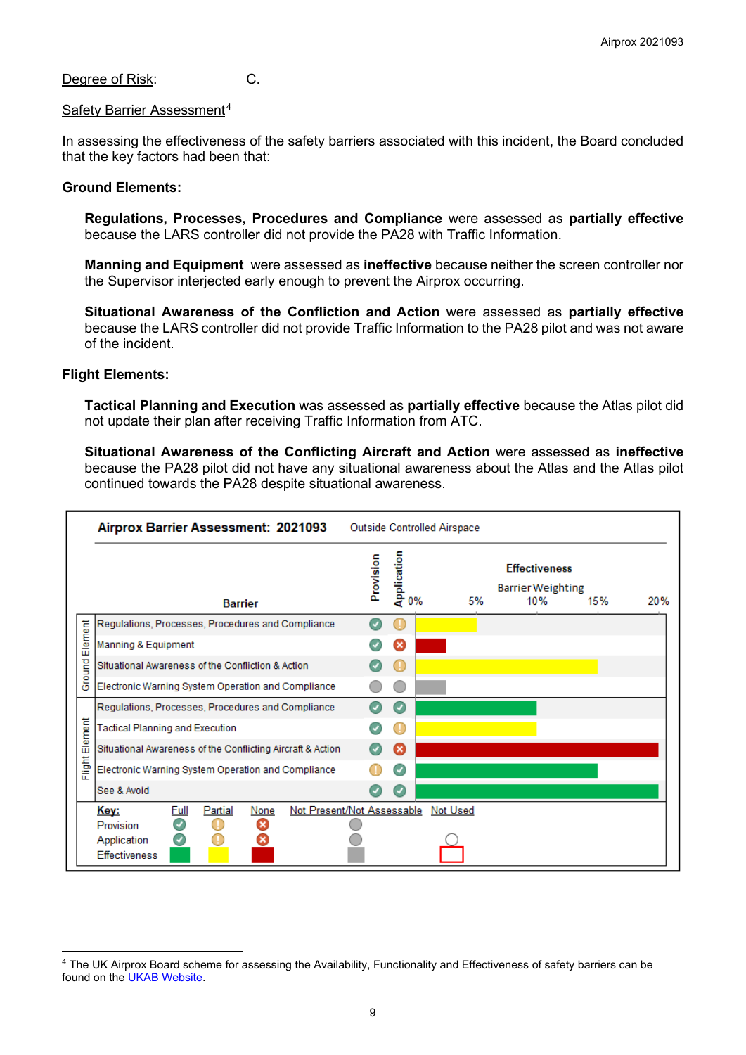Degree of Risk: C.

Safety Barrier Assessment[4]

In assessing the effectiveness of the safety barriers associated with this incident, the Board concluded that the key factors had been that:

**Ground Elements:**

**Regulations, Processes, Procedures and Compliance** were assessed as **partially effective** because the LARS controller did not provide the PA28 with Traffic Information.

**Manning and Equipment** were assessed as **ineffective** because neither the screen controller nor the Supervisor interjected early enough to prevent the Airprox occurring.

**Situational Awareness of the Confliction and Action** were assessed as **partially effective** because the LARS controller did not provide Traffic Information to the PA28 pilot and was not aware of the incident.

**Flight Elements:**

**Tactical Planning and Execution** was assessed as **partially effective** because the Atlas pilot did not update their plan after receiving Traffic Information from ATC.

**Situational Awareness of the Conflicting Aircraft and Action** were assessed as **ineffective** because the PA28 pilot did not have any situational awareness about the Atlas and the Atlas pilot continued towards the PA28 despite situational awareness.

Airprox Barrier Assessment: 2021093

Outside Controlled Airspace

Barrier

Provision

Application

Effectiveness

Barrier Weighting

0% 5% 10% 15% 20%

Ground Element

Regulations, Processes, Procedures and Compliance

Manning & Equipment

Situational Awareness of the Confliction & Action

Electronic Warning System Operation and Compliance

Flight Element

Regulations, Processes, Procedures and Compliance

Tactical Planning and Execution

Situational Awareness of the Conflicting Aircraft & Action

Electronic Warning System Operation and Compliance

See & Avoid

Key: Full Partial None Not Present/Not Assessable Not Used

Provision

Application

Effectiveness

---

[4] The UK Airprox Board scheme for assessing the Availability, Functionality and Effectiveness of safety barriers can be found on the UKAB Website.